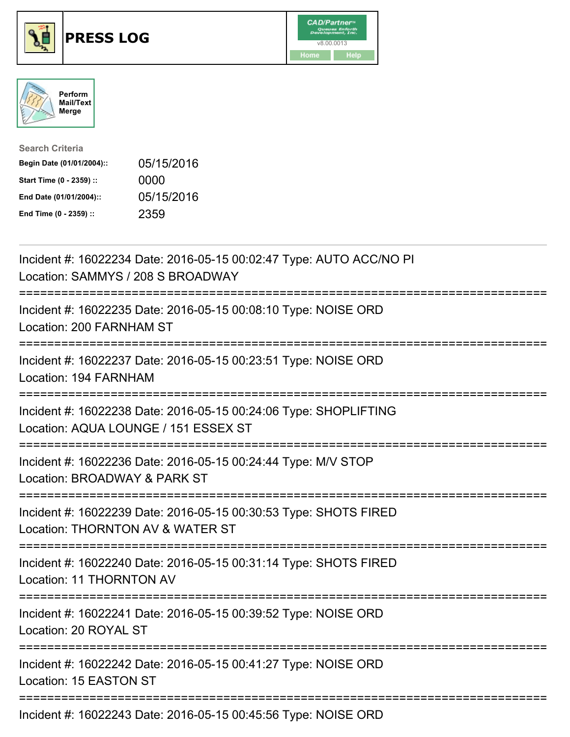# PRESS LOG

Perform Mail/Text Merge

**Search Criteria**

| | |
|---|---|
| **Begin Date (01/01/2004)::** | 05/15/2016 |
| **Start Time (0 - 2359) ::** | 0000 |
| **End Date (01/01/2004)::** | 05/15/2016 |
| **End Time (0 - 2359) ::** | 2359 |

Incident #: 16022234 Date: 2016-05-15 00:02:47 Type: AUTO ACC/NO PI
Location: SAMMYS / 208 S BROADWAY

===========================================================================

Incident #: 16022235 Date: 2016-05-15 00:08:10 Type: NOISE ORD
Location: 200 FARNHAM ST

===========================================================================

Incident #: 16022237 Date: 2016-05-15 00:23:51 Type: NOISE ORD
Location: 194 FARNHAM

===========================================================================

Incident #: 16022238 Date: 2016-05-15 00:24:06 Type: SHOPLIFTING
Location: AQUA LOUNGE / 151 ESSEX ST

===========================================================================

Incident #: 16022236 Date: 2016-05-15 00:24:44 Type: M/V STOP
Location: BROADWAY & PARK ST

===========================================================================

Incident #: 16022239 Date: 2016-05-15 00:30:53 Type: SHOTS FIRED
Location: THORNTON AV & WATER ST

===========================================================================

Incident #: 16022240 Date: 2016-05-15 00:31:14 Type: SHOTS FIRED
Location: 11 THORNTON AV

===========================================================================

Incident #: 16022241 Date: 2016-05-15 00:39:52 Type: NOISE ORD
Location: 20 ROYAL ST

===========================================================================

Incident #: 16022242 Date: 2016-05-15 00:41:27 Type: NOISE ORD
Location: 15 EASTON ST

===========================================================================

Incident #: 16022243 Date: 2016-05-15 00:45:56 Type: NOISE ORD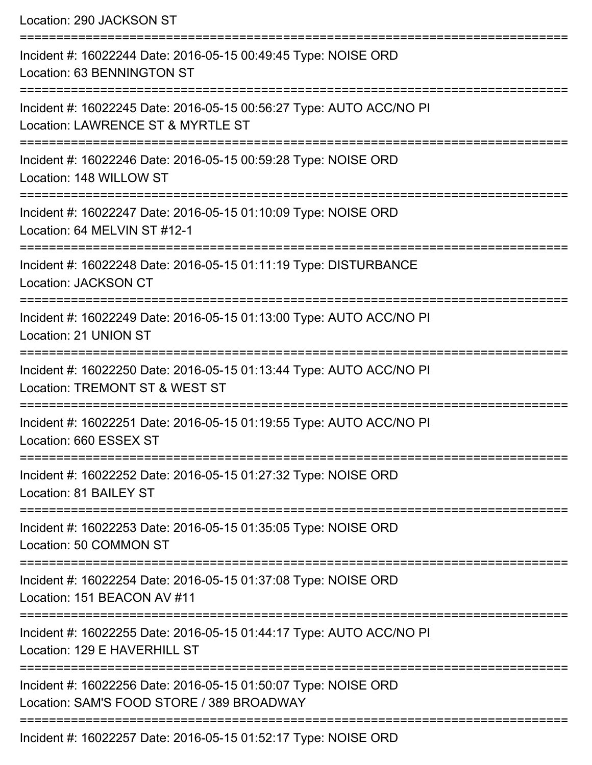Location: 290 JACKSON ST

===========================================================================

Incident #: 16022244 Date: 2016-05-15 00:49:45 Type: NOISE ORD
Location: 63 BENNINGTON ST

===========================================================================

Incident #: 16022245 Date: 2016-05-15 00:56:27 Type: AUTO ACC/NO PI
Location: LAWRENCE ST & MYRTLE ST

===========================================================================

Incident #: 16022246 Date: 2016-05-15 00:59:28 Type: NOISE ORD
Location: 148 WILLOW ST

===========================================================================

Incident #: 16022247 Date: 2016-05-15 01:10:09 Type: NOISE ORD
Location: 64 MELVIN ST #12-1

===========================================================================

Incident #: 16022248 Date: 2016-05-15 01:11:19 Type: DISTURBANCE
Location: JACKSON CT

===========================================================================

Incident #: 16022249 Date: 2016-05-15 01:13:00 Type: AUTO ACC/NO PI
Location: 21 UNION ST

===========================================================================

Incident #: 16022250 Date: 2016-05-15 01:13:44 Type: AUTO ACC/NO PI
Location: TREMONT ST & WEST ST

===========================================================================

Incident #: 16022251 Date: 2016-05-15 01:19:55 Type: AUTO ACC/NO PI
Location: 660 ESSEX ST

===========================================================================

Incident #: 16022252 Date: 2016-05-15 01:27:32 Type: NOISE ORD
Location: 81 BAILEY ST

===========================================================================

Incident #: 16022253 Date: 2016-05-15 01:35:05 Type: NOISE ORD
Location: 50 COMMON ST

===========================================================================

Incident #: 16022254 Date: 2016-05-15 01:37:08 Type: NOISE ORD
Location: 151 BEACON AV #11

===========================================================================

Incident #: 16022255 Date: 2016-05-15 01:44:17 Type: AUTO ACC/NO PI
Location: 129 E HAVERHILL ST

===========================================================================

Incident #: 16022256 Date: 2016-05-15 01:50:07 Type: NOISE ORD
Location: SAM'S FOOD STORE / 389 BROADWAY

===========================================================================

Incident #: 16022257 Date: 2016-05-15 01:52:17 Type: NOISE ORD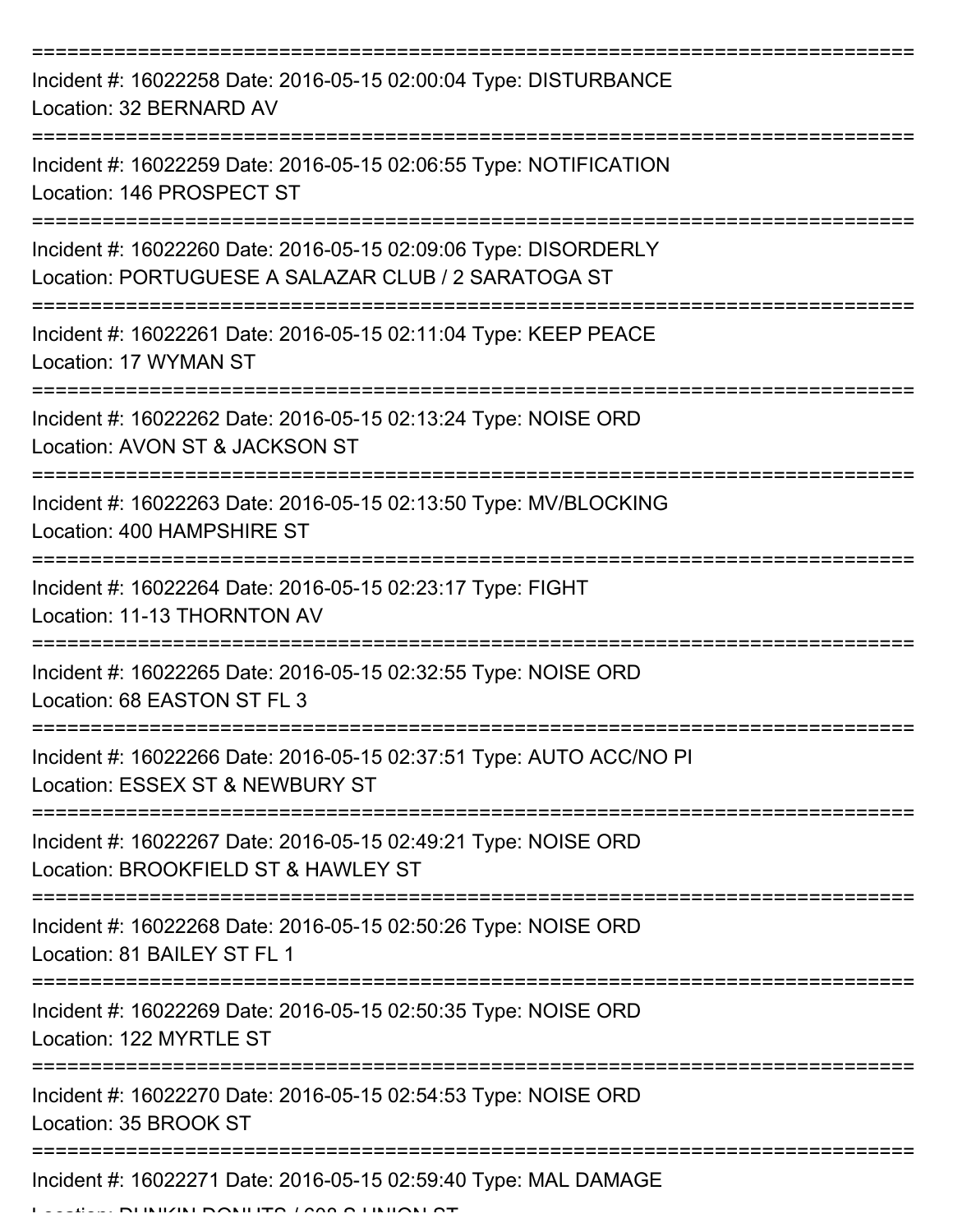===========================================================================

Incident #: 16022258 Date: 2016-05-15 02:00:04 Type: DISTURBANCE
Location: 32 BERNARD AV

===========================================================================

Incident #: 16022259 Date: 2016-05-15 02:06:55 Type: NOTIFICATION
Location: 146 PROSPECT ST

===========================================================================

Incident #: 16022260 Date: 2016-05-15 02:09:06 Type: DISORDERLY
Location: PORTUGUESE A SALAZAR CLUB / 2 SARATOGA ST

===========================================================================

Incident #: 16022261 Date: 2016-05-15 02:11:04 Type: KEEP PEACE
Location: 17 WYMAN ST

===========================================================================

Incident #: 16022262 Date: 2016-05-15 02:13:24 Type: NOISE ORD
Location: AVON ST & JACKSON ST

===========================================================================

Incident #: 16022263 Date: 2016-05-15 02:13:50 Type: MV/BLOCKING
Location: 400 HAMPSHIRE ST

===========================================================================

Incident #: 16022264 Date: 2016-05-15 02:23:17 Type: FIGHT
Location: 11-13 THORNTON AV

===========================================================================

Incident #: 16022265 Date: 2016-05-15 02:32:55 Type: NOISE ORD
Location: 68 EASTON ST FL 3

===========================================================================

Incident #: 16022266 Date: 2016-05-15 02:37:51 Type: AUTO ACC/NO PI
Location: ESSEX ST & NEWBURY ST

===========================================================================

Incident #: 16022267 Date: 2016-05-15 02:49:21 Type: NOISE ORD
Location: BROOKFIELD ST & HAWLEY ST

===========================================================================

Incident #: 16022268 Date: 2016-05-15 02:50:26 Type: NOISE ORD
Location: 81 BAILEY ST FL 1

===========================================================================

Incident #: 16022269 Date: 2016-05-15 02:50:35 Type: NOISE ORD
Location: 122 MYRTLE ST

===========================================================================

Incident #: 16022270 Date: 2016-05-15 02:54:53 Type: NOISE ORD
Location: 35 BROOK ST

===========================================================================

Incident #: 16022271 Date: 2016-05-15 02:59:40 Type: MAL DAMAGE
Location: DUNKIN DONUTS / 608 S UNION ST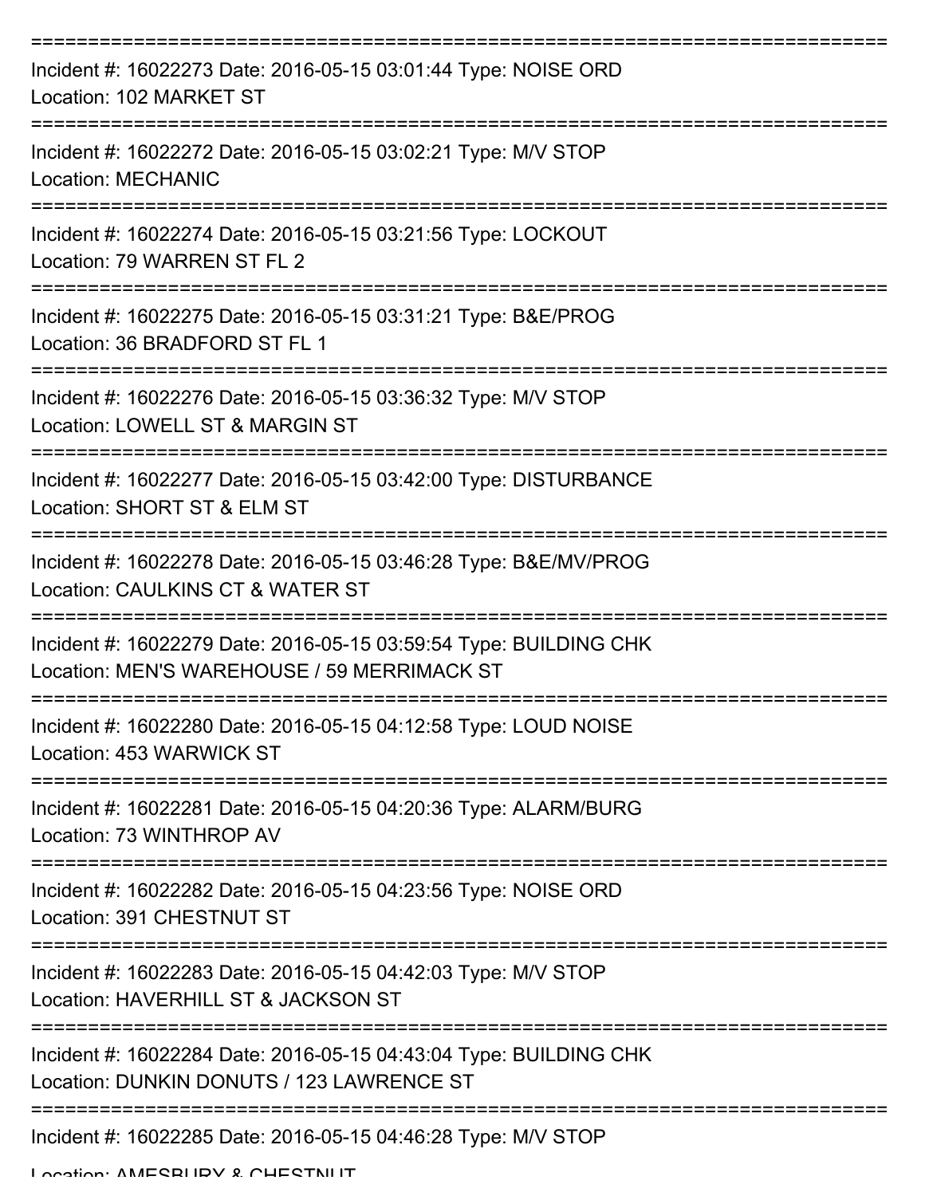===========================================================================

Incident #: 16022273 Date: 2016-05-15 03:01:44 Type: NOISE ORD
Location: 102 MARKET ST

===========================================================================

Incident #: 16022272 Date: 2016-05-15 03:02:21 Type: M/V STOP
Location: MECHANIC

===========================================================================

Incident #: 16022274 Date: 2016-05-15 03:21:56 Type: LOCKOUT
Location: 79 WARREN ST FL 2

===========================================================================

Incident #: 16022275 Date: 2016-05-15 03:31:21 Type: B&E/PROG
Location: 36 BRADFORD ST FL 1

===========================================================================

Incident #: 16022276 Date: 2016-05-15 03:36:32 Type: M/V STOP
Location: LOWELL ST & MARGIN ST

===========================================================================

Incident #: 16022277 Date: 2016-05-15 03:42:00 Type: DISTURBANCE
Location: SHORT ST & ELM ST

===========================================================================

Incident #: 16022278 Date: 2016-05-15 03:46:28 Type: B&E/MV/PROG
Location: CAULKINS CT & WATER ST

===========================================================================

Incident #: 16022279 Date: 2016-05-15 03:59:54 Type: BUILDING CHK
Location: MEN'S WAREHOUSE / 59 MERRIMACK ST

===========================================================================

Incident #: 16022280 Date: 2016-05-15 04:12:58 Type: LOUD NOISE
Location: 453 WARWICK ST

===========================================================================

Incident #: 16022281 Date: 2016-05-15 04:20:36 Type: ALARM/BURG
Location: 73 WINTHROP AV

===========================================================================

Incident #: 16022282 Date: 2016-05-15 04:23:56 Type: NOISE ORD
Location: 391 CHESTNUT ST

===========================================================================

Incident #: 16022283 Date: 2016-05-15 04:42:03 Type: M/V STOP
Location: HAVERHILL ST & JACKSON ST

===========================================================================

Incident #: 16022284 Date: 2016-05-15 04:43:04 Type: BUILDING CHK
Location: DUNKIN DONUTS / 123 LAWRENCE ST

===========================================================================

Incident #: 16022285 Date: 2016-05-15 04:46:28 Type: M/V STOP
Location: AMESBURY & CHESTNUT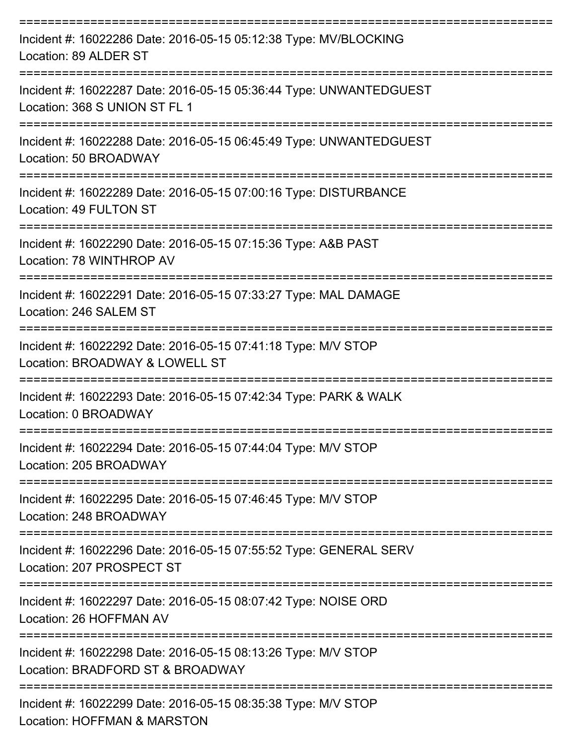===========================================================================

Incident #: 16022286 Date: 2016-05-15 05:12:38 Type: MV/BLOCKING
Location: 89 ALDER ST

===========================================================================

Incident #: 16022287 Date: 2016-05-15 05:36:44 Type: UNWANTEDGUEST
Location: 368 S UNION ST FL 1

===========================================================================

Incident #: 16022288 Date: 2016-05-15 06:45:49 Type: UNWANTEDGUEST
Location: 50 BROADWAY

===========================================================================

Incident #: 16022289 Date: 2016-05-15 07:00:16 Type: DISTURBANCE
Location: 49 FULTON ST

===========================================================================

Incident #: 16022290 Date: 2016-05-15 07:15:36 Type: A&B PAST
Location: 78 WINTHROP AV

===========================================================================

Incident #: 16022291 Date: 2016-05-15 07:33:27 Type: MAL DAMAGE
Location: 246 SALEM ST

===========================================================================

Incident #: 16022292 Date: 2016-05-15 07:41:18 Type: M/V STOP
Location: BROADWAY & LOWELL ST

===========================================================================

Incident #: 16022293 Date: 2016-05-15 07:42:34 Type: PARK & WALK
Location: 0 BROADWAY

===========================================================================

Incident #: 16022294 Date: 2016-05-15 07:44:04 Type: M/V STOP
Location: 205 BROADWAY

===========================================================================

Incident #: 16022295 Date: 2016-05-15 07:46:45 Type: M/V STOP
Location: 248 BROADWAY

===========================================================================

Incident #: 16022296 Date: 2016-05-15 07:55:52 Type: GENERAL SERV
Location: 207 PROSPECT ST

===========================================================================

Incident #: 16022297 Date: 2016-05-15 08:07:42 Type: NOISE ORD
Location: 26 HOFFMAN AV

===========================================================================

Incident #: 16022298 Date: 2016-05-15 08:13:26 Type: M/V STOP
Location: BRADFORD ST & BROADWAY

===========================================================================

Incident #: 16022299 Date: 2016-05-15 08:35:38 Type: M/V STOP
Location: HOFFMAN & MARSTON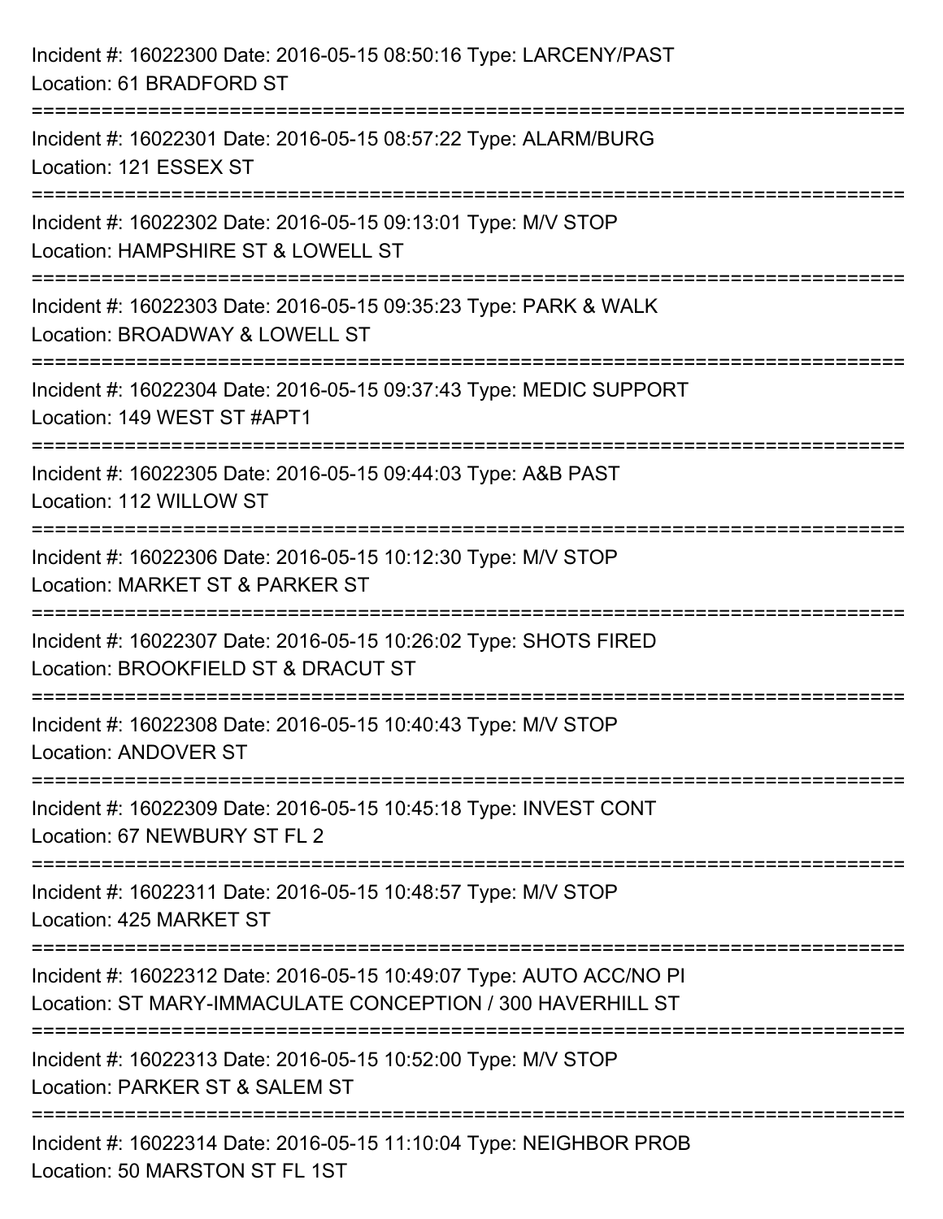Incident #: 16022300 Date: 2016-05-15 08:50:16 Type: LARCENY/PAST
Location: 61 BRADFORD ST

===========================================================================

Incident #: 16022301 Date: 2016-05-15 08:57:22 Type: ALARM/BURG
Location: 121 ESSEX ST

===========================================================================

Incident #: 16022302 Date: 2016-05-15 09:13:01 Type: M/V STOP
Location: HAMPSHIRE ST & LOWELL ST

===========================================================================

Incident #: 16022303 Date: 2016-05-15 09:35:23 Type: PARK & WALK
Location: BROADWAY & LOWELL ST

===========================================================================

Incident #: 16022304 Date: 2016-05-15 09:37:43 Type: MEDIC SUPPORT
Location: 149 WEST ST #APT1

===========================================================================

Incident #: 16022305 Date: 2016-05-15 09:44:03 Type: A&B PAST
Location: 112 WILLOW ST

===========================================================================

Incident #: 16022306 Date: 2016-05-15 10:12:30 Type: M/V STOP
Location: MARKET ST & PARKER ST

===========================================================================

Incident #: 16022307 Date: 2016-05-15 10:26:02 Type: SHOTS FIRED
Location: BROOKFIELD ST & DRACUT ST

===========================================================================

Incident #: 16022308 Date: 2016-05-15 10:40:43 Type: M/V STOP
Location: ANDOVER ST

===========================================================================

Incident #: 16022309 Date: 2016-05-15 10:45:18 Type: INVEST CONT
Location: 67 NEWBURY ST FL 2

===========================================================================

Incident #: 16022311 Date: 2016-05-15 10:48:57 Type: M/V STOP
Location: 425 MARKET ST

===========================================================================

Incident #: 16022312 Date: 2016-05-15 10:49:07 Type: AUTO ACC/NO PI
Location: ST MARY-IMMACULATE CONCEPTION / 300 HAVERHILL ST

===========================================================================

Incident #: 16022313 Date: 2016-05-15 10:52:00 Type: M/V STOP
Location: PARKER ST & SALEM ST

===========================================================================

Incident #: 16022314 Date: 2016-05-15 11:10:04 Type: NEIGHBOR PROB
Location: 50 MARSTON ST FL 1ST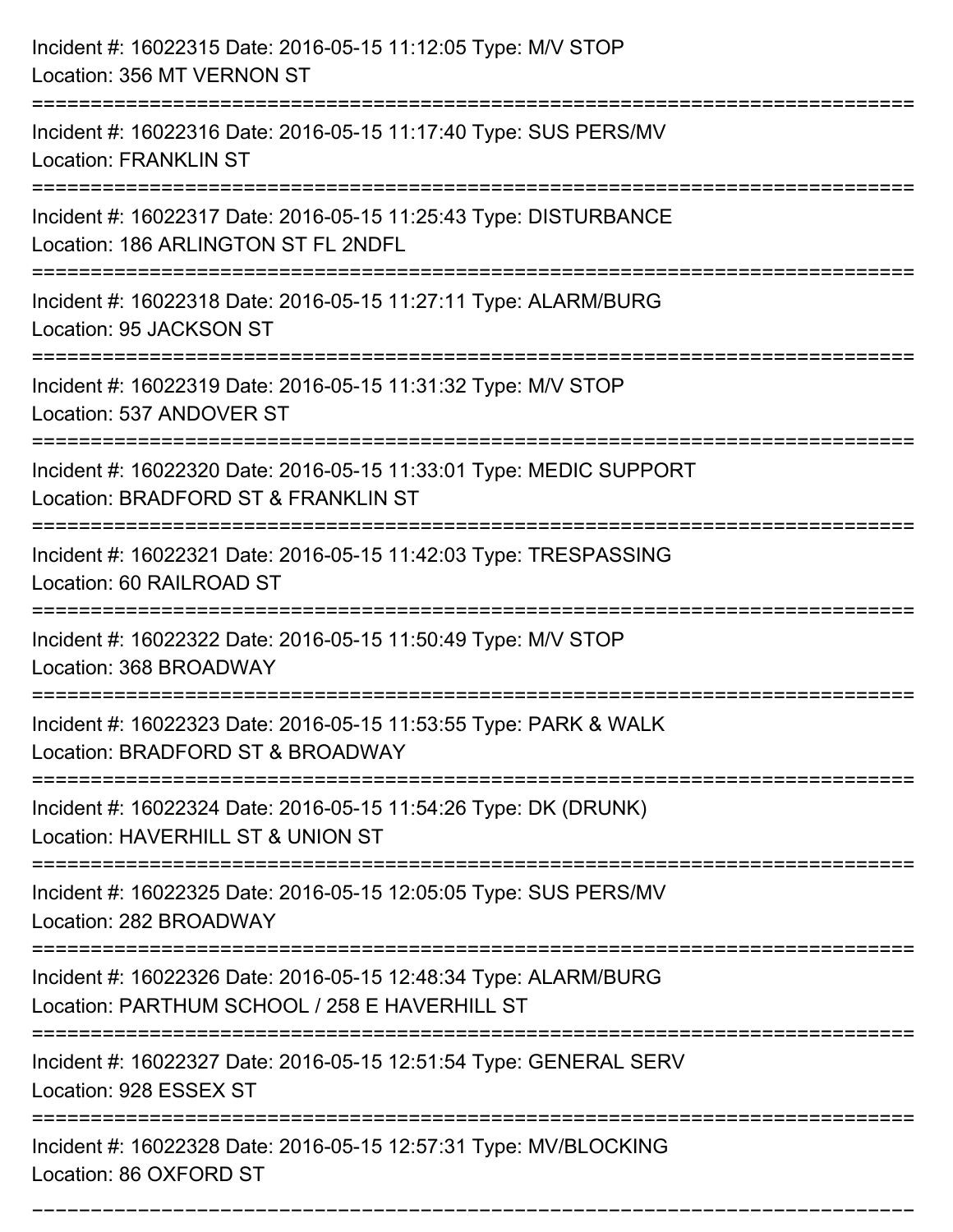Incident #: 16022315 Date: 2016-05-15 11:12:05 Type: M/V STOP
Location: 356 MT VERNON ST

===========================================================================

Incident #: 16022316 Date: 2016-05-15 11:17:40 Type: SUS PERS/MV
Location: FRANKLIN ST

===========================================================================

Incident #: 16022317 Date: 2016-05-15 11:25:43 Type: DISTURBANCE
Location: 186 ARLINGTON ST FL 2NDFL

===========================================================================

Incident #: 16022318 Date: 2016-05-15 11:27:11 Type: ALARM/BURG
Location: 95 JACKSON ST

===========================================================================

Incident #: 16022319 Date: 2016-05-15 11:31:32 Type: M/V STOP
Location: 537 ANDOVER ST

===========================================================================

Incident #: 16022320 Date: 2016-05-15 11:33:01 Type: MEDIC SUPPORT
Location: BRADFORD ST & FRANKLIN ST

===========================================================================

Incident #: 16022321 Date: 2016-05-15 11:42:03 Type: TRESPASSING
Location: 60 RAILROAD ST

===========================================================================

Incident #: 16022322 Date: 2016-05-15 11:50:49 Type: M/V STOP
Location: 368 BROADWAY

===========================================================================

Incident #: 16022323 Date: 2016-05-15 11:53:55 Type: PARK & WALK
Location: BRADFORD ST & BROADWAY

===========================================================================

Incident #: 16022324 Date: 2016-05-15 11:54:26 Type: DK (DRUNK)
Location: HAVERHILL ST & UNION ST

===========================================================================

Incident #: 16022325 Date: 2016-05-15 12:05:05 Type: SUS PERS/MV
Location: 282 BROADWAY

===========================================================================

Incident #: 16022326 Date: 2016-05-15 12:48:34 Type: ALARM/BURG
Location: PARTHUM SCHOOL / 258 E HAVERHILL ST

===========================================================================

Incident #: 16022327 Date: 2016-05-15 12:51:54 Type: GENERAL SERV
Location: 928 ESSEX ST

===========================================================================

Incident #: 16022328 Date: 2016-05-15 12:57:31 Type: MV/BLOCKING
Location: 86 OXFORD ST

===========================================================================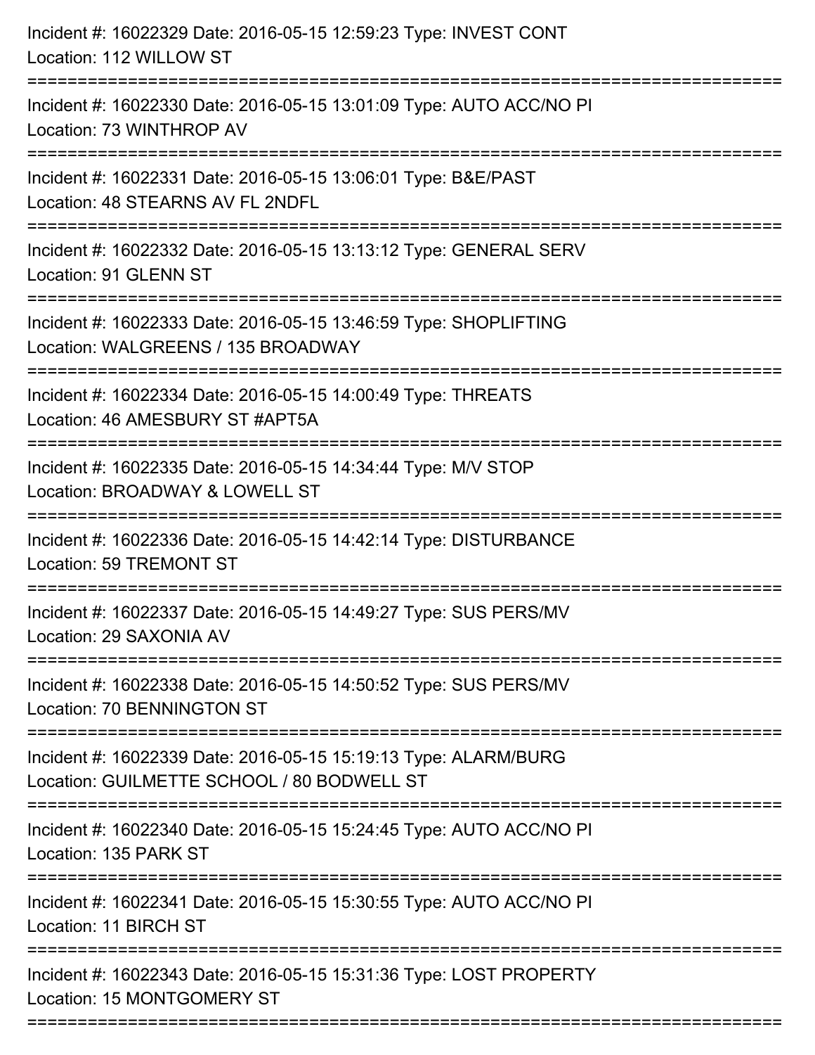Incident #: 16022329 Date: 2016-05-15 12:59:23 Type: INVEST CONT
Location: 112 WILLOW ST

===========================================================================

Incident #: 16022330 Date: 2016-05-15 13:01:09 Type: AUTO ACC/NO PI
Location: 73 WINTHROP AV

===========================================================================

Incident #: 16022331 Date: 2016-05-15 13:06:01 Type: B&E/PAST
Location: 48 STEARNS AV FL 2NDFL

===========================================================================

Incident #: 16022332 Date: 2016-05-15 13:13:12 Type: GENERAL SERV
Location: 91 GLENN ST

===========================================================================

Incident #: 16022333 Date: 2016-05-15 13:46:59 Type: SHOPLIFTING
Location: WALGREENS / 135 BROADWAY

===========================================================================

Incident #: 16022334 Date: 2016-05-15 14:00:49 Type: THREATS
Location: 46 AMESBURY ST #APT5A

===========================================================================

Incident #: 16022335 Date: 2016-05-15 14:34:44 Type: M/V STOP
Location: BROADWAY & LOWELL ST

===========================================================================

Incident #: 16022336 Date: 2016-05-15 14:42:14 Type: DISTURBANCE
Location: 59 TREMONT ST

===========================================================================

Incident #: 16022337 Date: 2016-05-15 14:49:27 Type: SUS PERS/MV
Location: 29 SAXONIA AV

===========================================================================

Incident #: 16022338 Date: 2016-05-15 14:50:52 Type: SUS PERS/MV
Location: 70 BENNINGTON ST

===========================================================================

Incident #: 16022339 Date: 2016-05-15 15:19:13 Type: ALARM/BURG
Location: GUILMETTE SCHOOL / 80 BODWELL ST

===========================================================================

Incident #: 16022340 Date: 2016-05-15 15:24:45 Type: AUTO ACC/NO PI
Location: 135 PARK ST

===========================================================================

Incident #: 16022341 Date: 2016-05-15 15:30:55 Type: AUTO ACC/NO PI
Location: 11 BIRCH ST

===========================================================================

Incident #: 16022343 Date: 2016-05-15 15:31:36 Type: LOST PROPERTY
Location: 15 MONTGOMERY ST

===========================================================================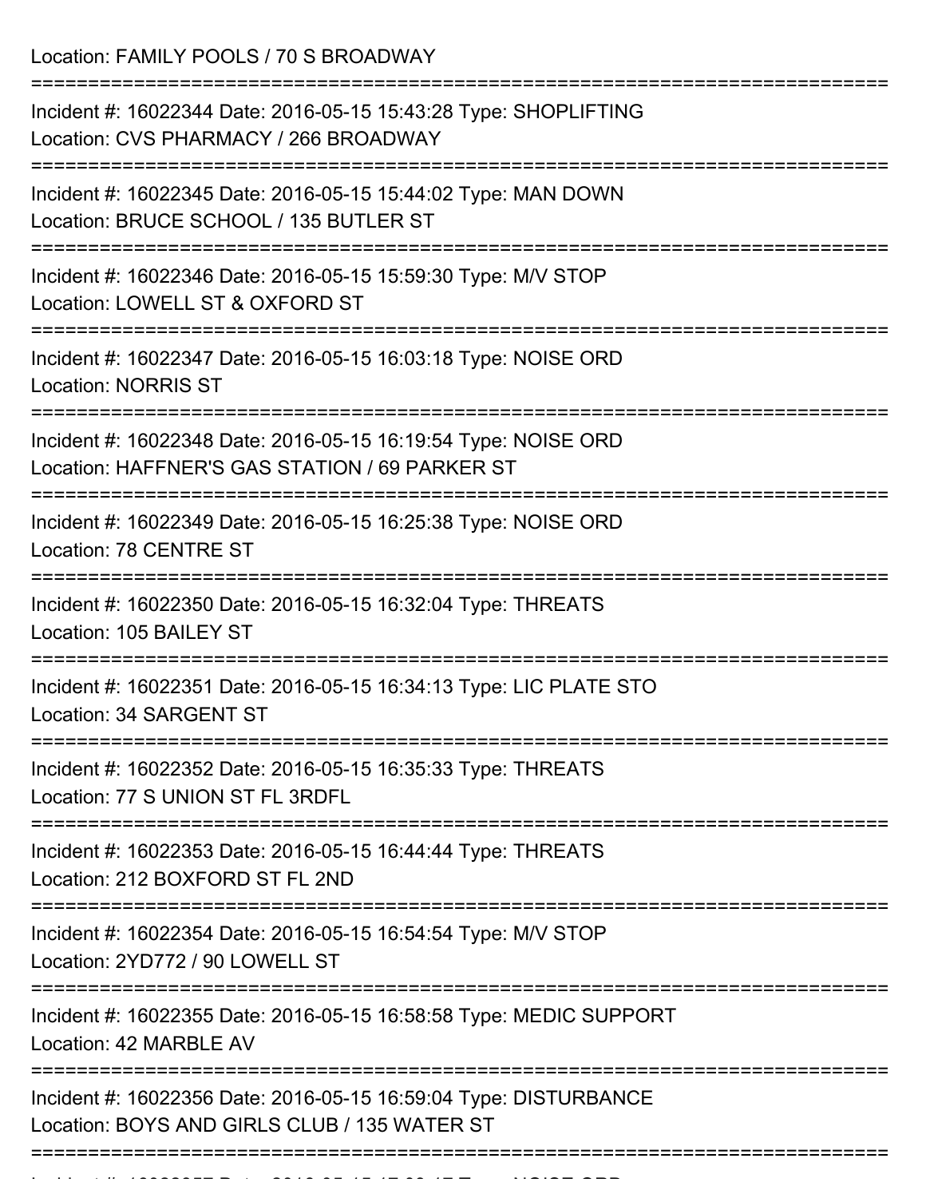Location: FAMILY POOLS / 70 S BROADWAY

===========================================================================

Incident #: 16022344 Date: 2016-05-15 15:43:28 Type: SHOPLIFTING
Location: CVS PHARMACY / 266 BROADWAY

===========================================================================

Incident #: 16022345 Date: 2016-05-15 15:44:02 Type: MAN DOWN
Location: BRUCE SCHOOL / 135 BUTLER ST

===========================================================================

Incident #: 16022346 Date: 2016-05-15 15:59:30 Type: M/V STOP
Location: LOWELL ST & OXFORD ST

===========================================================================

Incident #: 16022347 Date: 2016-05-15 16:03:18 Type: NOISE ORD
Location: NORRIS ST

===========================================================================

Incident #: 16022348 Date: 2016-05-15 16:19:54 Type: NOISE ORD
Location: HAFFNER'S GAS STATION / 69 PARKER ST

===========================================================================

Incident #: 16022349 Date: 2016-05-15 16:25:38 Type: NOISE ORD
Location: 78 CENTRE ST

===========================================================================

Incident #: 16022350 Date: 2016-05-15 16:32:04 Type: THREATS
Location: 105 BAILEY ST

===========================================================================

Incident #: 16022351 Date: 2016-05-15 16:34:13 Type: LIC PLATE STO
Location: 34 SARGENT ST

===========================================================================

Incident #: 16022352 Date: 2016-05-15 16:35:33 Type: THREATS
Location: 77 S UNION ST FL 3RDFL

===========================================================================

Incident #: 16022353 Date: 2016-05-15 16:44:44 Type: THREATS
Location: 212 BOXFORD ST FL 2ND

===========================================================================

Incident #: 16022354 Date: 2016-05-15 16:54:54 Type: M/V STOP
Location: 2YD772 / 90 LOWELL ST

===========================================================================

Incident #: 16022355 Date: 2016-05-15 16:58:58 Type: MEDIC SUPPORT
Location: 42 MARBLE AV

===========================================================================

Incident #: 16022356 Date: 2016-05-15 16:59:04 Type: DISTURBANCE
Location: BOYS AND GIRLS CLUB / 135 WATER ST

===========================================================================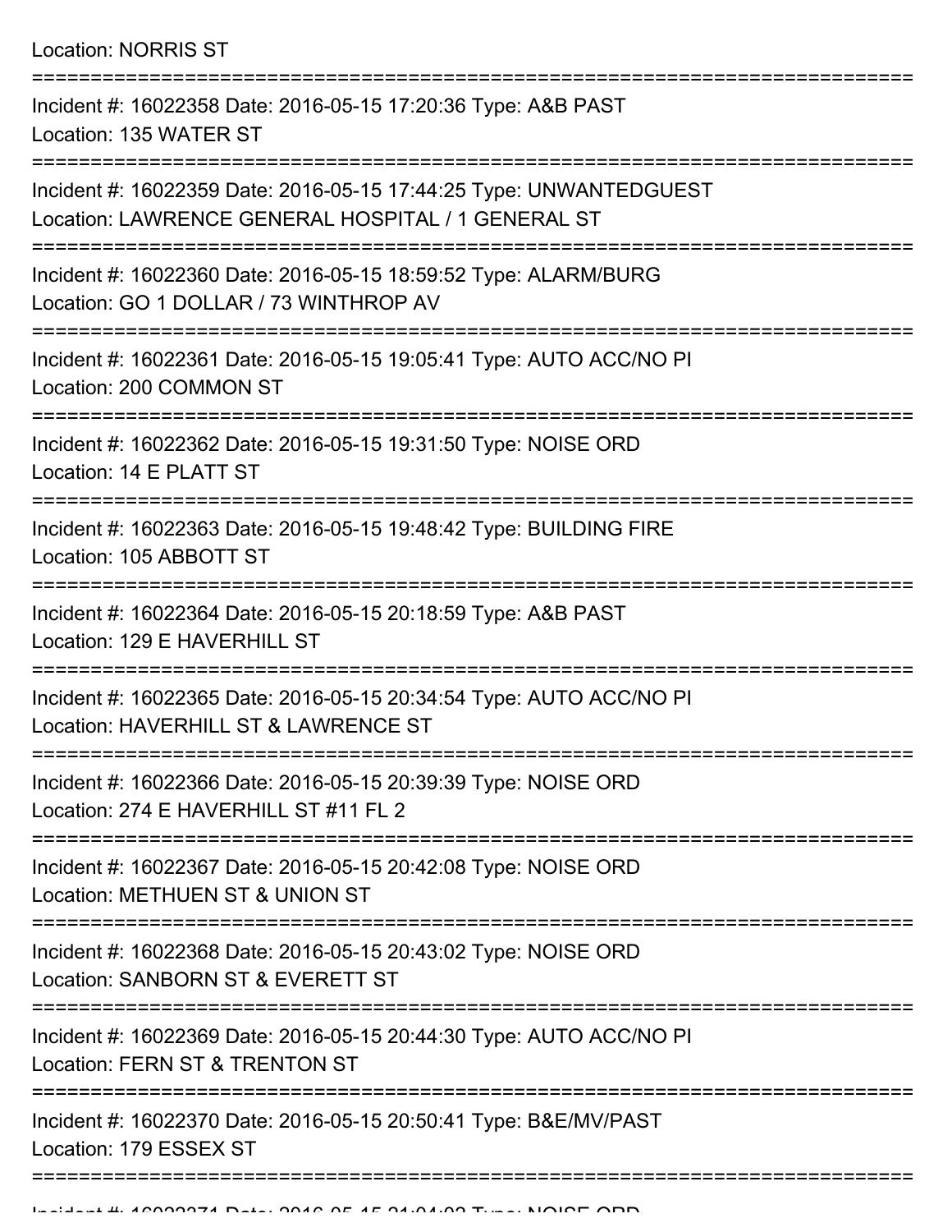Location: NORRIS ST

===========================================================================

Incident #: 16022358 Date: 2016-05-15 17:20:36 Type: A&B PAST
Location: 135 WATER ST

===========================================================================

Incident #: 16022359 Date: 2016-05-15 17:44:25 Type: UNWANTEDGUEST
Location: LAWRENCE GENERAL HOSPITAL / 1 GENERAL ST

===========================================================================

Incident #: 16022360 Date: 2016-05-15 18:59:52 Type: ALARM/BURG
Location: GO 1 DOLLAR / 73 WINTHROP AV

===========================================================================

Incident #: 16022361 Date: 2016-05-15 19:05:41 Type: AUTO ACC/NO PI
Location: 200 COMMON ST

===========================================================================

Incident #: 16022362 Date: 2016-05-15 19:31:50 Type: NOISE ORD
Location: 14 E PLATT ST

===========================================================================

Incident #: 16022363 Date: 2016-05-15 19:48:42 Type: BUILDING FIRE
Location: 105 ABBOTT ST

===========================================================================

Incident #: 16022364 Date: 2016-05-15 20:18:59 Type: A&B PAST
Location: 129 E HAVERHILL ST

===========================================================================

Incident #: 16022365 Date: 2016-05-15 20:34:54 Type: AUTO ACC/NO PI
Location: HAVERHILL ST & LAWRENCE ST

===========================================================================

Incident #: 16022366 Date: 2016-05-15 20:39:39 Type: NOISE ORD
Location: 274 E HAVERHILL ST #11 FL 2

===========================================================================

Incident #: 16022367 Date: 2016-05-15 20:42:08 Type: NOISE ORD
Location: METHUEN ST & UNION ST

===========================================================================

Incident #: 16022368 Date: 2016-05-15 20:43:02 Type: NOISE ORD
Location: SANBORN ST & EVERETT ST

===========================================================================

Incident #: 16022369 Date: 2016-05-15 20:44:30 Type: AUTO ACC/NO PI
Location: FERN ST & TRENTON ST

===========================================================================

Incident #: 16022370 Date: 2016-05-15 20:50:41 Type: B&E/MV/PAST
Location: 179 ESSEX ST

===========================================================================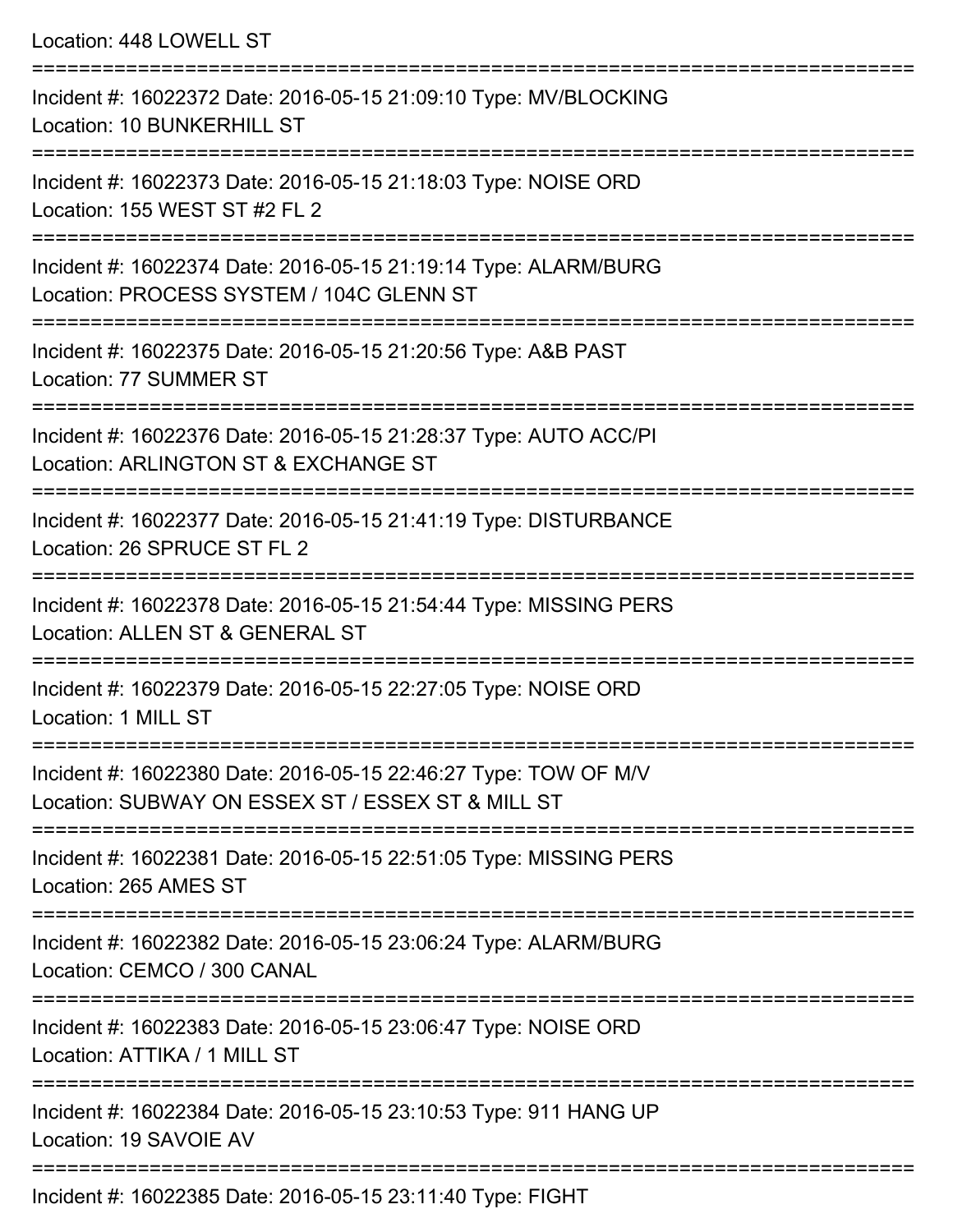Location: 448 LOWELL ST

===========================================================================

Incident #: 16022372 Date: 2016-05-15 21:09:10 Type: MV/BLOCKING
Location: 10 BUNKERHILL ST

===========================================================================

Incident #: 16022373 Date: 2016-05-15 21:18:03 Type: NOISE ORD
Location: 155 WEST ST #2 FL 2

===========================================================================

Incident #: 16022374 Date: 2016-05-15 21:19:14 Type: ALARM/BURG
Location: PROCESS SYSTEM / 104C GLENN ST

===========================================================================

Incident #: 16022375 Date: 2016-05-15 21:20:56 Type: A&B PAST
Location: 77 SUMMER ST

===========================================================================

Incident #: 16022376 Date: 2016-05-15 21:28:37 Type: AUTO ACC/PI
Location: ARLINGTON ST & EXCHANGE ST

===========================================================================

Incident #: 16022377 Date: 2016-05-15 21:41:19 Type: DISTURBANCE
Location: 26 SPRUCE ST FL 2

===========================================================================

Incident #: 16022378 Date: 2016-05-15 21:54:44 Type: MISSING PERS
Location: ALLEN ST & GENERAL ST

===========================================================================

Incident #: 16022379 Date: 2016-05-15 22:27:05 Type: NOISE ORD
Location: 1 MILL ST

===========================================================================

Incident #: 16022380 Date: 2016-05-15 22:46:27 Type: TOW OF M/V
Location: SUBWAY ON ESSEX ST / ESSEX ST & MILL ST

===========================================================================

Incident #: 16022381 Date: 2016-05-15 22:51:05 Type: MISSING PERS
Location: 265 AMES ST

===========================================================================

Incident #: 16022382 Date: 2016-05-15 23:06:24 Type: ALARM/BURG
Location: CEMCO / 300 CANAL

===========================================================================

Incident #: 16022383 Date: 2016-05-15 23:06:47 Type: NOISE ORD
Location: ATTIKA / 1 MILL ST

===========================================================================

Incident #: 16022384 Date: 2016-05-15 23:10:53 Type: 911 HANG UP
Location: 19 SAVOIE AV

===========================================================================

Incident #: 16022385 Date: 2016-05-15 23:11:40 Type: FIGHT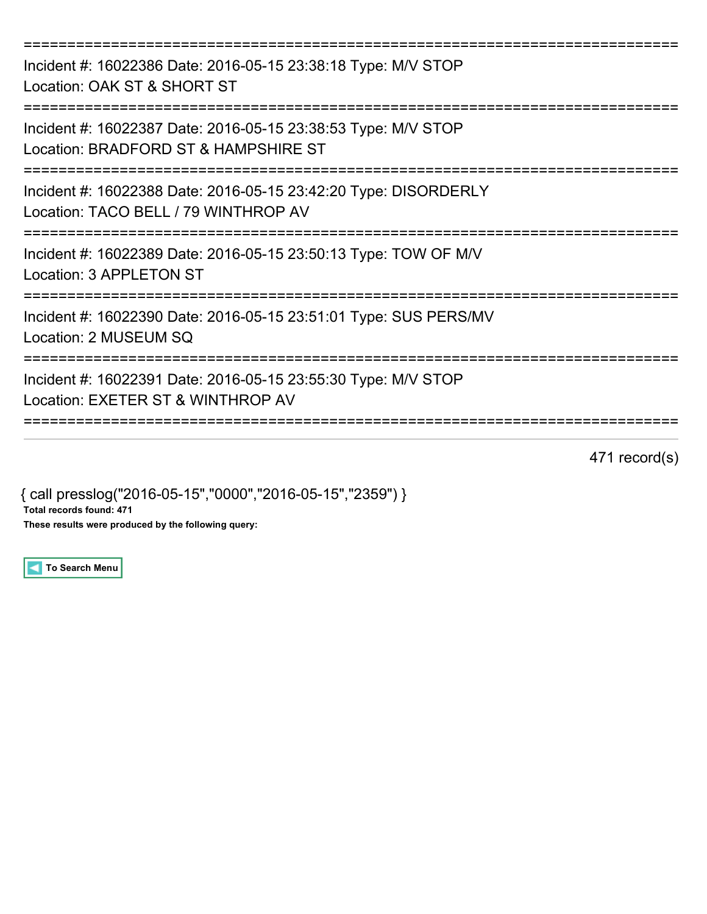===========================================================================

Incident #: 16022386 Date: 2016-05-15 23:38:18 Type: M/V STOP
Location: OAK ST & SHORT ST

===========================================================================

Incident #: 16022387 Date: 2016-05-15 23:38:53 Type: M/V STOP
Location: BRADFORD ST & HAMPSHIRE ST

===========================================================================

Incident #: 16022388 Date: 2016-05-15 23:42:20 Type: DISORDERLY
Location: TACO BELL / 79 WINTHROP AV

===========================================================================

Incident #: 16022389 Date: 2016-05-15 23:50:13 Type: TOW OF M/V
Location: 3 APPLETON ST

===========================================================================

Incident #: 16022390 Date: 2016-05-15 23:51:01 Type: SUS PERS/MV
Location: 2 MUSEUM SQ

===========================================================================

Incident #: 16022391 Date: 2016-05-15 23:55:30 Type: M/V STOP
Location: EXETER ST & WINTHROP AV

===========================================================================

471 record(s)

{ call presslog("2016-05-15","0000","2016-05-15","2359") }

**Total records found: 471**

**These results were produced by the following query:**

To Search Menu